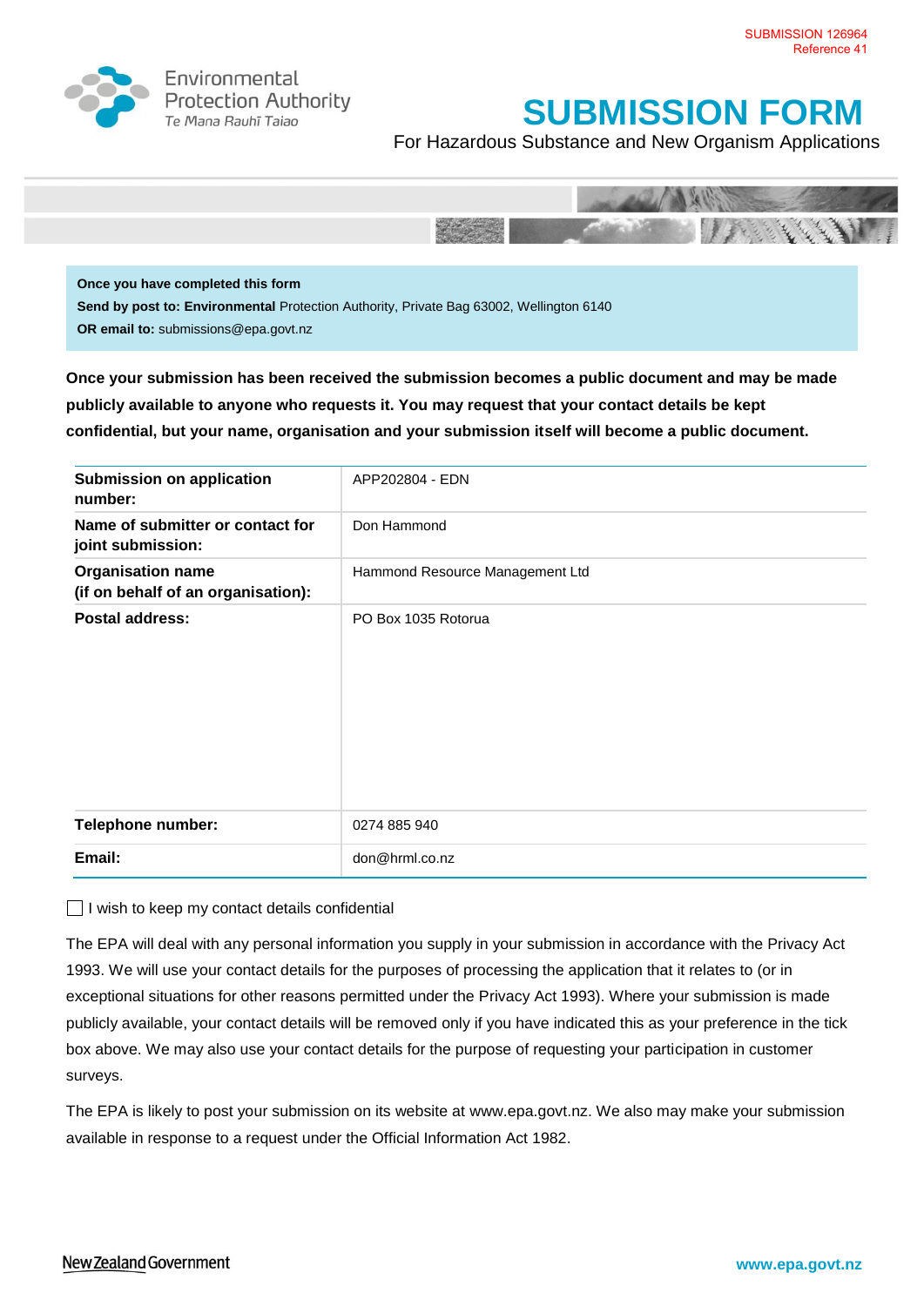SUBMISSION 126964
Reference 41

Environmental Protection Authority
Te Mana Rauhī Taiao

# SUBMISSION FORM

For Hazardous Substance and New Organism Applications

**Once you have completed this form**

**Send by post to: Environmental** Protection Authority, Private Bag 63002, Wellington 6140

**OR email to:** submissions@epa.govt.nz

**Once your submission has been received the submission becomes a public document and may be made publicly available to anyone who requests it. You may request that your contact details be kept confidential, but your name, organisation and your submission itself will become a public document.**

| | |
|---|---|
| **Submission on application number:** | APP202804 - EDN |
| **Name of submitter or contact for joint submission:** | Don Hammond |
| **Organisation name (if on behalf of an organisation):** | Hammond Resource Management Ltd |
| **Postal address:** | PO Box 1035 Rotorua |
| **Telephone number:** | 0274 885 940 |
| **Email:** | don@hrml.co.nz |

☐ I wish to keep my contact details confidential

The EPA will deal with any personal information you supply in your submission in accordance with the Privacy Act 1993. We will use your contact details for the purposes of processing the application that it relates to (or in exceptional situations for other reasons permitted under the Privacy Act 1993). Where your submission is made publicly available, your contact details will be removed only if you have indicated this as your preference in the tick box above. We may also use your contact details for the purpose of requesting your participation in customer surveys.

The EPA is likely to post your submission on its website at www.epa.govt.nz. We also may make your submission available in response to a request under the Official Information Act 1982.

New Zealand Government

www.epa.govt.nz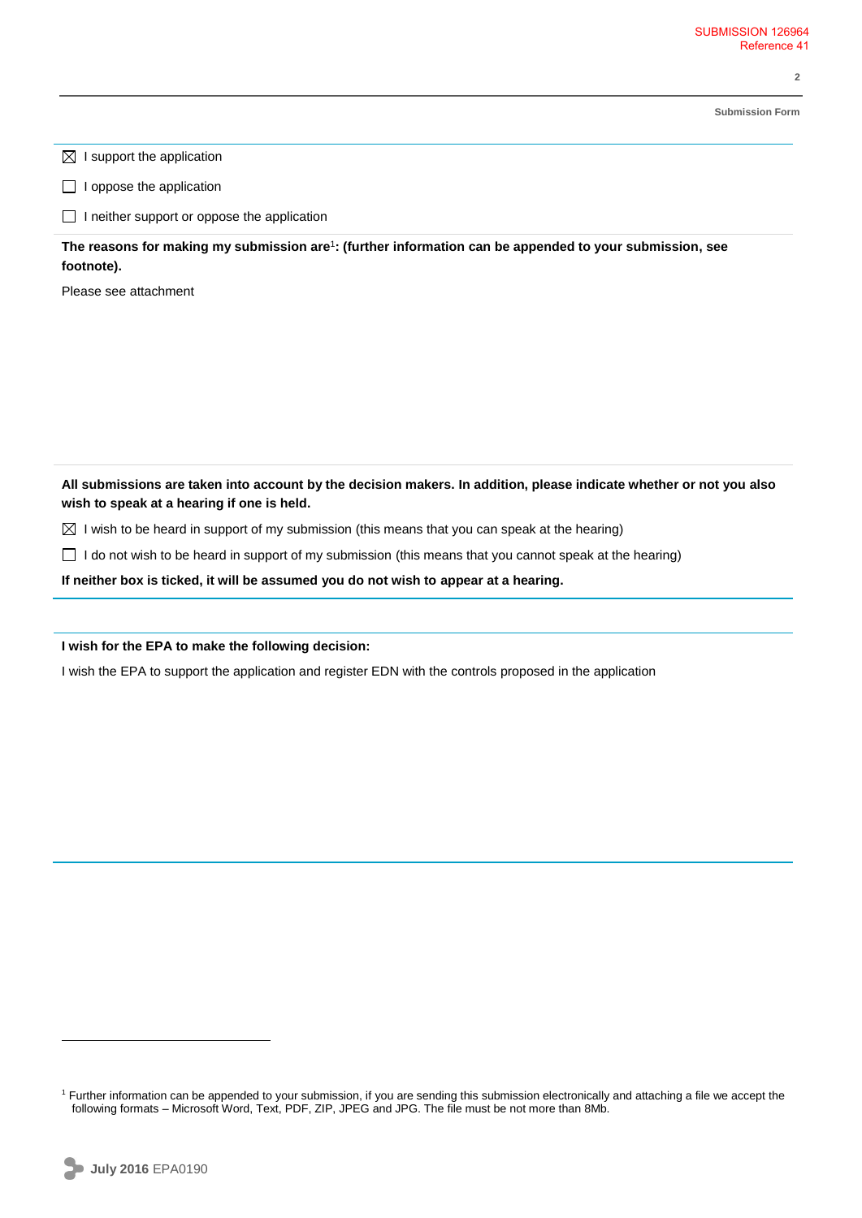☒ I support the application

☐ I oppose the application

☐ I neither support or oppose the application

**The reasons for making my submission are[1]: (further information can be appended to your submission, see footnote).**

Please see attachment

**All submissions are taken into account by the decision makers. In addition, please indicate whether or not you also wish to speak at a hearing if one is held.**

☒ I wish to be heard in support of my submission (this means that you can speak at the hearing)

☐ I do not wish to be heard in support of my submission (this means that you cannot speak at the hearing)

**If neither box is ticked, it will be assumed you do not wish to appear at a hearing.**

**I wish for the EPA to make the following decision:**

I wish the EPA to support the application and register EDN with the controls proposed in the application

[1] Further information can be appended to your submission, if you are sending this submission electronically and attaching a file we accept the following formats – Microsoft Word, Text, PDF, ZIP, JPEG and JPG. The file must be not more than 8Mb.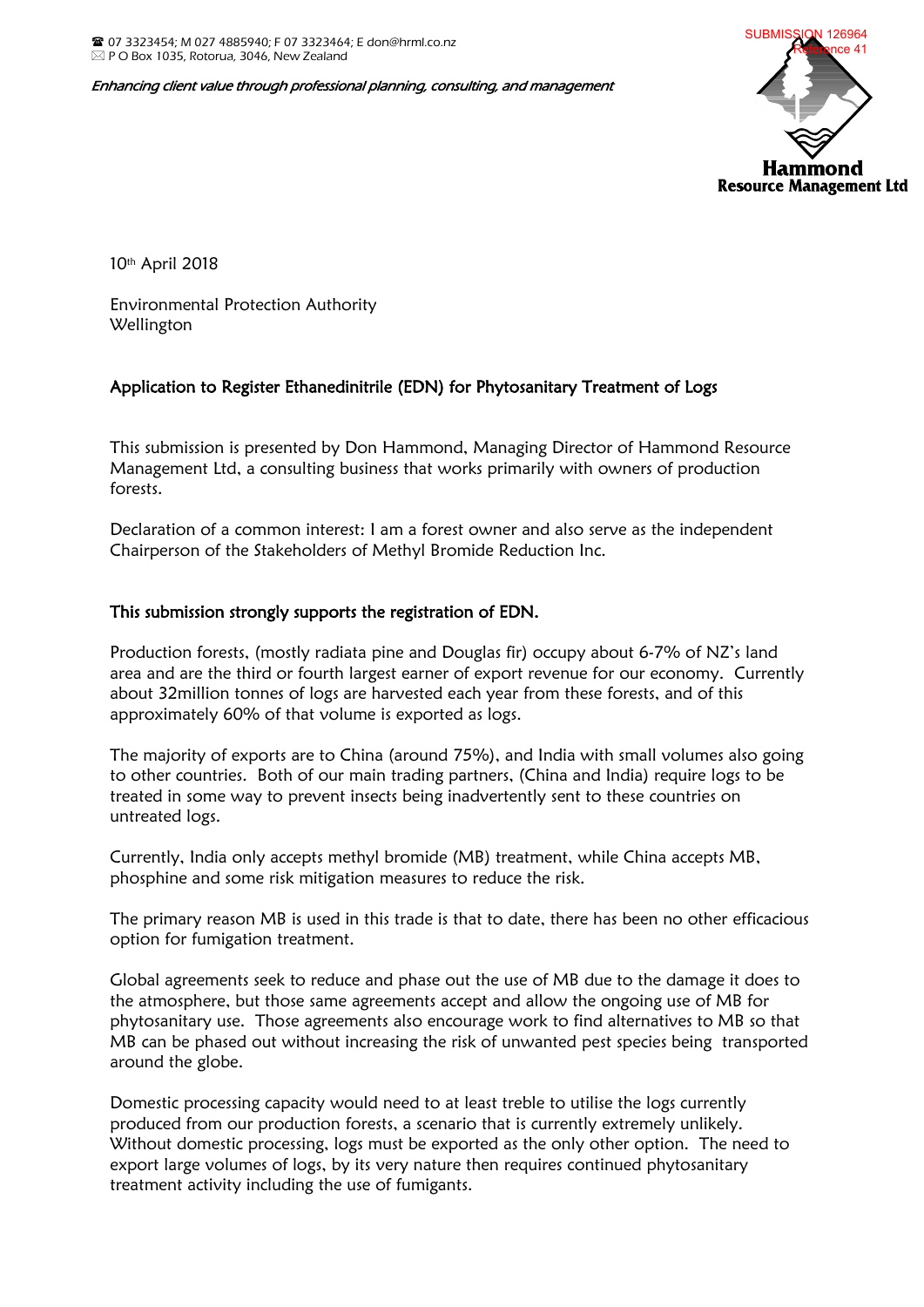☎ 07 3323454; M 027 4885940; F 07 3323464; E don@hrml.co.nz
✉ P O Box 1035, Rotorua, 3046, New Zealand

*Enhancing client value through professional planning, consulting, and management*

SUBMISSION 126964
Reference 41

**Hammond**
**Resource Management Ltd**

10th April 2018

Environmental Protection Authority
Wellington

## Application to Register Ethanedinitrile (EDN) for Phytosanitary Treatment of Logs

This submission is presented by Don Hammond, Managing Director of Hammond Resource Management Ltd, a consulting business that works primarily with owners of production forests.

Declaration of a common interest: I am a forest owner and also serve as the independent Chairperson of the Stakeholders of Methyl Bromide Reduction Inc.

### This submission strongly supports the registration of EDN.

Production forests, (mostly radiata pine and Douglas fir) occupy about 6-7% of NZ's land area and are the third or fourth largest earner of export revenue for our economy. Currently about 32million tonnes of logs are harvested each year from these forests, and of this approximately 60% of that volume is exported as logs.

The majority of exports are to China (around 75%), and India with small volumes also going to other countries. Both of our main trading partners, (China and India) require logs to be treated in some way to prevent insects being inadvertently sent to these countries on untreated logs.

Currently, India only accepts methyl bromide (MB) treatment, while China accepts MB, phosphine and some risk mitigation measures to reduce the risk.

The primary reason MB is used in this trade is that to date, there has been no other efficacious option for fumigation treatment.

Global agreements seek to reduce and phase out the use of MB due to the damage it does to the atmosphere, but those same agreements accept and allow the ongoing use of MB for phytosanitary use. Those agreements also encourage work to find alternatives to MB so that MB can be phased out without increasing the risk of unwanted pest species being transported around the globe.

Domestic processing capacity would need to at least treble to utilise the logs currently produced from our production forests, a scenario that is currently extremely unlikely. Without domestic processing, logs must be exported as the only other option. The need to export large volumes of logs, by its very nature then requires continued phytosanitary treatment activity including the use of fumigants.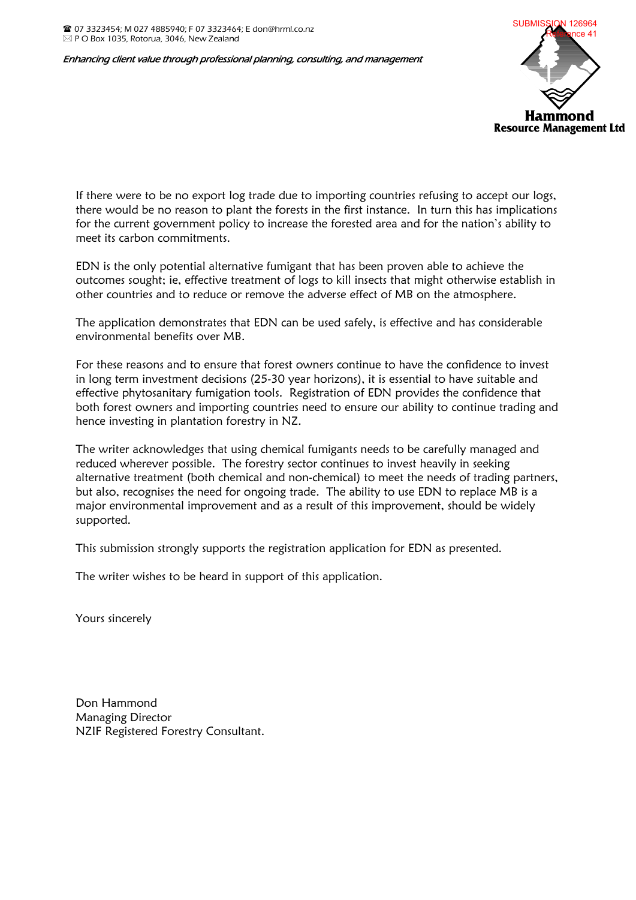☎ 07 3323454; M 027 4885940; F 07 3323464; E don@hrml.co.nz
✉ P O Box 1035, Rotorua, 3046, New Zealand

*Enhancing client value through professional planning, consulting, and management*

SUBMISSION 126964
Reference 41

**Hammond**
**Resource Management Ltd**

If there were to be no export log trade due to importing countries refusing to accept our logs, there would be no reason to plant the forests in the first instance. In turn this has implications for the current government policy to increase the forested area and for the nation's ability to meet its carbon commitments.

EDN is the only potential alternative fumigant that has been proven able to achieve the outcomes sought; ie, effective treatment of logs to kill insects that might otherwise establish in other countries and to reduce or remove the adverse effect of MB on the atmosphere.

The application demonstrates that EDN can be used safely, is effective and has considerable environmental benefits over MB.

For these reasons and to ensure that forest owners continue to have the confidence to invest in long term investment decisions (25-30 year horizons), it is essential to have suitable and effective phytosanitary fumigation tools. Registration of EDN provides the confidence that both forest owners and importing countries need to ensure our ability to continue trading and hence investing in plantation forestry in NZ.

The writer acknowledges that using chemical fumigants needs to be carefully managed and reduced wherever possible. The forestry sector continues to invest heavily in seeking alternative treatment (both chemical and non-chemical) to meet the needs of trading partners, but also, recognises the need for ongoing trade. The ability to use EDN to replace MB is a major environmental improvement and as a result of this improvement, should be widely supported.

This submission strongly supports the registration application for EDN as presented.

The writer wishes to be heard in support of this application.

Yours sincerely

Don Hammond
Managing Director
NZIF Registered Forestry Consultant.